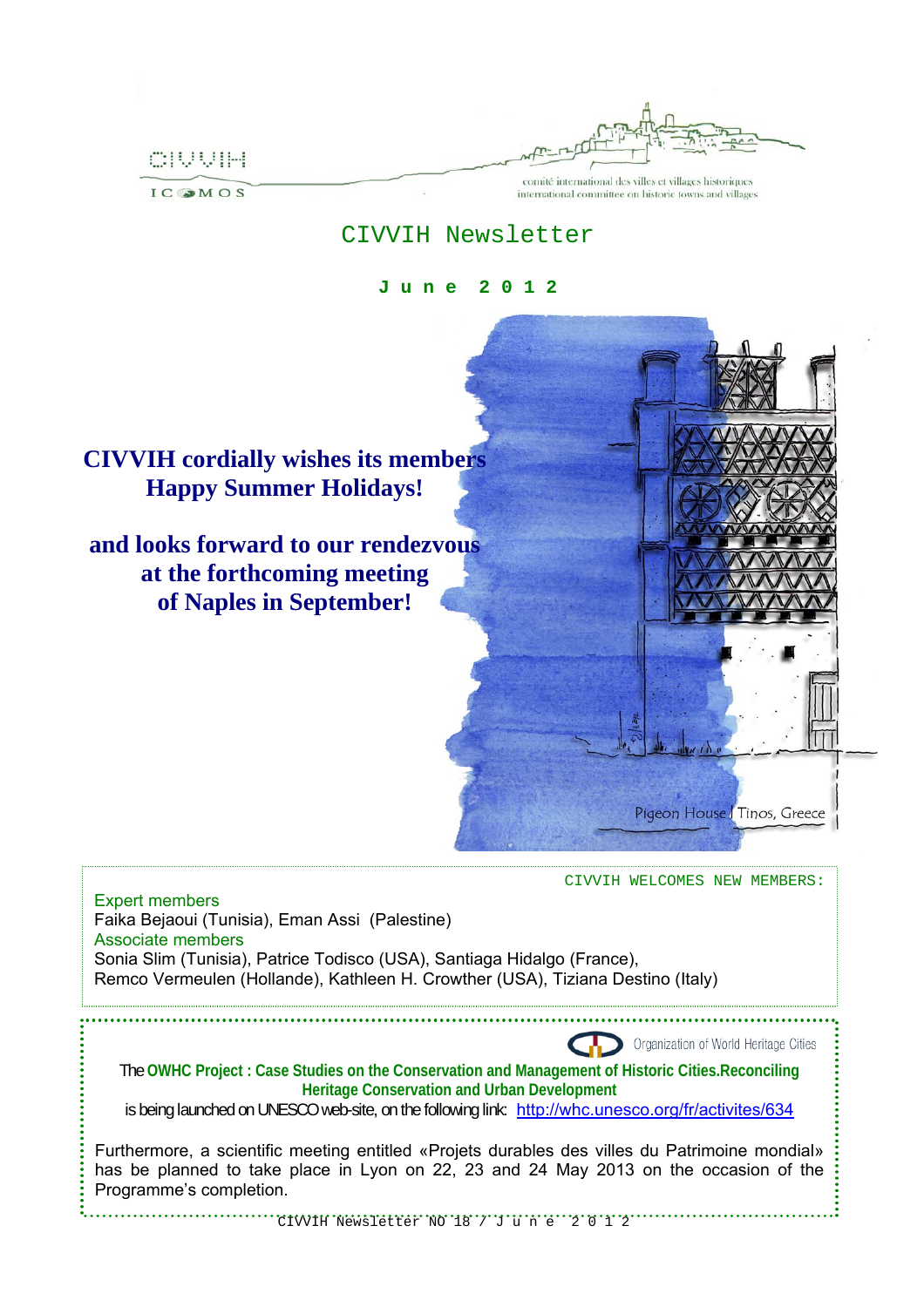CIVVIH

ICOMOS

comité international des villes et villages historiques
international committee on historic towns and villages

# CIVVIH Newsletter

**June 2012**

**CIVVIH cordially wishes its members Happy Summer Holidays!**

**and looks forward to our rendezvous at the forthcoming meeting of Naples in September!**

Pigeon House / Tinos, Greece

CIVVIH WELCOMES NEW MEMBERS:

Expert members
Faika Bejaoui (Tunisia), Eman Assi (Palestine)

Associate members
Sonia Slim (Tunisia), Patrice Todisco (USA), Santiaga Hidalgo (France), Remco Vermeulen (Hollande), Kathleen H. Crowther (USA), Tiziana Destino (Italy)

Organization of World Heritage Cities

The **OWHC Project : Case Studies on the Conservation and Management of Historic Cities.Reconciling Heritage Conservation and Urban Development** is being launched on UNESCO web-site, on the following link: http://whc.unesco.org/fr/activites/634

Furthermore, a scientific meeting entitled «Projets durables des villes du Patrimoine mondial» has be planned to take place in Lyon on 22, 23 and 24 May 2013 on the occasion of the Programme's completion.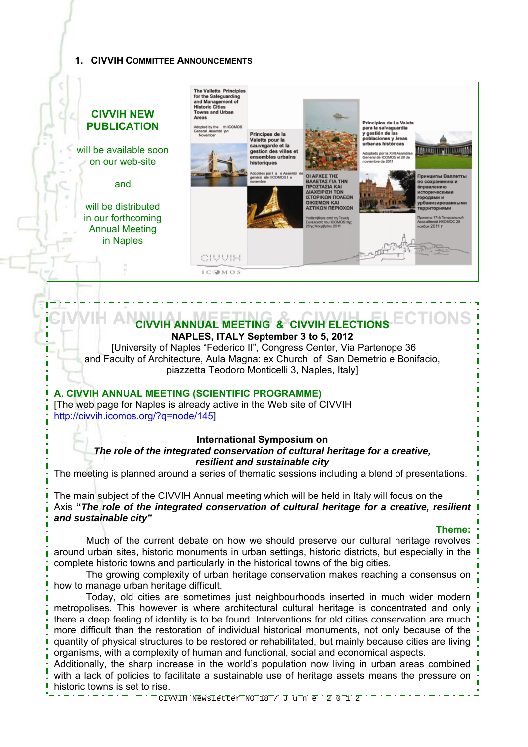## 1. CIVVIH Committee Announcements

**CIVVIH NEW PUBLICATION**

will be available soon on our web-site

and

will be distributed in our forthcoming Annual Meeting in Naples

## CIVVIH ANNUAL MEETING & CIVVIH ELECTIONS

**NAPLES, ITALY September 3 to 5, 2012**

[University of Naples "Federico II", Congress Center, Via Partenope 36 and Faculty of Architecture, Aula Magna: ex Church of San Demetrio e Bonifacio, piazzetta Teodoro Monticelli 3, Naples, Italy]

### A. CIVVIH ANNUAL MEETING (SCIENTIFIC PROGRAMME)

[The web page for Naples is already active in the Web site of CIVVIH http://civvih.icomos.org/?q=node/145]

**International Symposium on**
***The role of the integrated conservation of cultural heritage for a creative, resilient and sustainable city***

The meeting is planned around a series of thematic sessions including a blend of presentations.

The main subject of the CIVVIH Annual meeting which will be held in Italy will focus on the Axis **"*The role of the integrated conservation of cultural heritage for a creative, resilient and sustainable city*"**

**Theme:**

Much of the current debate on how we should preserve our cultural heritage revolves around urban sites, historic monuments in urban settings, historic districts, but especially in the complete historic towns and particularly in the historical towns of the big cities.

The growing complexity of urban heritage conservation makes reaching a consensus on how to manage urban heritage difficult.

Today, old cities are sometimes just neighbourhoods inserted in much wider modern metropolises. This however is where architectural cultural heritage is concentrated and only there a deep feeling of identity is to be found. Interventions for old cities conservation are much more difficult than the restoration of individual historical monuments, not only because of the quantity of physical structures to be restored or rehabilitated, but mainly because cities are living organisms, with a complexity of human and functional, social and economical aspects.

Additionally, the sharp increase in the world's population now living in urban areas combined with a lack of policies to facilitate a sustainable use of heritage assets means the pressure on historic towns is set to rise.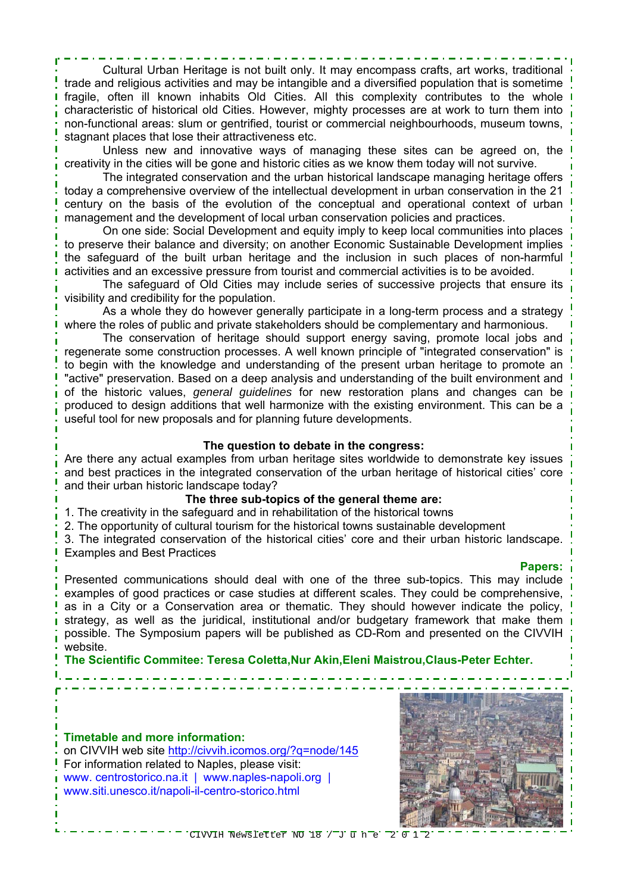Cultural Urban Heritage is not built only. It may encompass crafts, art works, traditional trade and religious activities and may be intangible and a diversified population that is sometime fragile, often ill known inhabits Old Cities. All this complexity contributes to the whole characteristic of historical old Cities. However, mighty processes are at work to turn them into non-functional areas: slum or gentrified, tourist or commercial neighbourhoods, museum towns, stagnant places that lose their attractiveness etc.

Unless new and innovative ways of managing these sites can be agreed on, the creativity in the cities will be gone and historic cities as we know them today will not survive.

The integrated conservation and the urban historical landscape managing heritage offers today a comprehensive overview of the intellectual development in urban conservation in the 21 century on the basis of the evolution of the conceptual and operational context of urban management and the development of local urban conservation policies and practices.

On one side: Social Development and equity imply to keep local communities into places to preserve their balance and diversity; on another Economic Sustainable Development implies the safeguard of the built urban heritage and the inclusion in such places of non-harmful activities and an excessive pressure from tourist and commercial activities is to be avoided.

The safeguard of Old Cities may include series of successive projects that ensure its visibility and credibility for the population.

As a whole they do however generally participate in a long-term process and a strategy where the roles of public and private stakeholders should be complementary and harmonious.

The conservation of heritage should support energy saving, promote local jobs and regenerate some construction processes. A well known principle of "integrated conservation" is to begin with the knowledge and understanding of the present urban heritage to promote an "active" preservation. Based on a deep analysis and understanding of the built environment and of the historic values, *general guidelines* for new restoration plans and changes can be produced to design additions that well harmonize with the existing environment. This can be a useful tool for new proposals and for planning future developments.

**The question to debate in the congress:**

Are there any actual examples from urban heritage sites worldwide to demonstrate key issues and best practices in the integrated conservation of the urban heritage of historical cities' core and their urban historic landscape today?

**The three sub-topics of the general theme are:**

1. The creativity in the safeguard and in rehabilitation of the historical towns
2. The opportunity of cultural tourism for the historical towns sustainable development
3. The integrated conservation of the historical cities' core and their urban historic landscape. Examples and Best Practices

**Papers:**

Presented communications should deal with one of the three sub-topics. This may include examples of good practices or case studies at different scales. They could be comprehensive, as in a City or a Conservation area or thematic. They should however indicate the policy, strategy, as well as the juridical, institutional and/or budgetary framework that make them possible. The Symposium papers will be published as CD-Rom and presented on the CIVVIH website.

**The Scientific Commitee: Teresa Coletta,Nur Akin,Eleni Maistrou,Claus-Peter Echter.**

**Timetable and more information:**

on CIVVIH web site http://civvih.icomos.org/?q=node/145

For information related to Naples, please visit:

www. centrostorico.na.it | www.naples-napoli.org | www.siti.unesco.it/napoli-il-centro-storico.html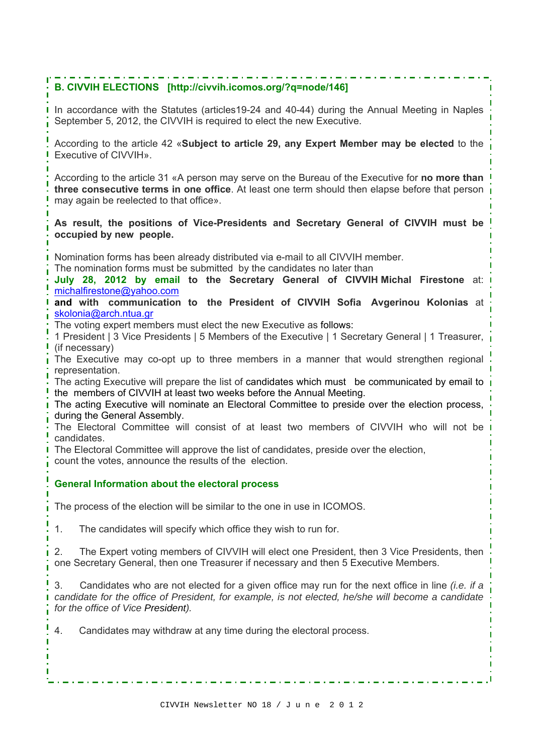## B. CIVVIH ELECTIONS [http://civvih.icomos.org/?q=node/146]

In accordance with the Statutes (articles19-24 and 40-44) during the Annual Meeting in Naples September 5, 2012, the CIVVIH is required to elect the new Executive.

According to the article 42 «**Subject to article 29, any Expert Member may be elected** to the Executive of CIVVIH».

According to the article 31 «A person may serve on the Bureau of the Executive for **no more than three consecutive terms in one office**. At least one term should then elapse before that person may again be reelected to that office».

**As result, the positions of Vice-Presidents and Secretary General of CIVVIH must be occupied by new people.**

Nomination forms has been already distributed via e-mail to all CIVVIH member.
The nomination forms must be submitted by the candidates no later than
**July 28, 2012 by email to the Secretary General of CIVVIH Michal Firestone** at: michalfirestone@yahoo.com
**and with communication to the President of CIVVIH Sofia Avgerinou Kolonias** at skolonia@arch.ntua.gr
The voting expert members must elect the new Executive as follows:
1 President | 3 Vice Presidents | 5 Members of the Executive | 1 Secretary General | 1 Treasurer, (if necessary)
The Executive may co-opt up to three members in a manner that would strengthen regional representation.
The acting Executive will prepare the list of candidates which must be communicated by email to the members of CIVVIH at least two weeks before the Annual Meeting.
The acting Executive will nominate an Electoral Committee to preside over the election process, during the General Assembly.
The Electoral Committee will consist of at least two members of CIVVIH who will not be candidates.
The Electoral Committee will approve the list of candidates, preside over the election, count the votes, announce the results of the election.

### General Information about the electoral process

The process of the election will be similar to the one in use in ICOMOS.

1. The candidates will specify which office they wish to run for.

2. The Expert voting members of CIVVIH will elect one President, then 3 Vice Presidents, then one Secretary General, then one Treasurer if necessary and then 5 Executive Members.

3. Candidates who are not elected for a given office may run for the next office in line *(i.e. if a candidate for the office of President, for example, is not elected, he/she will become a candidate for the office of Vice President).*

4. Candidates may withdraw at any time during the electoral process.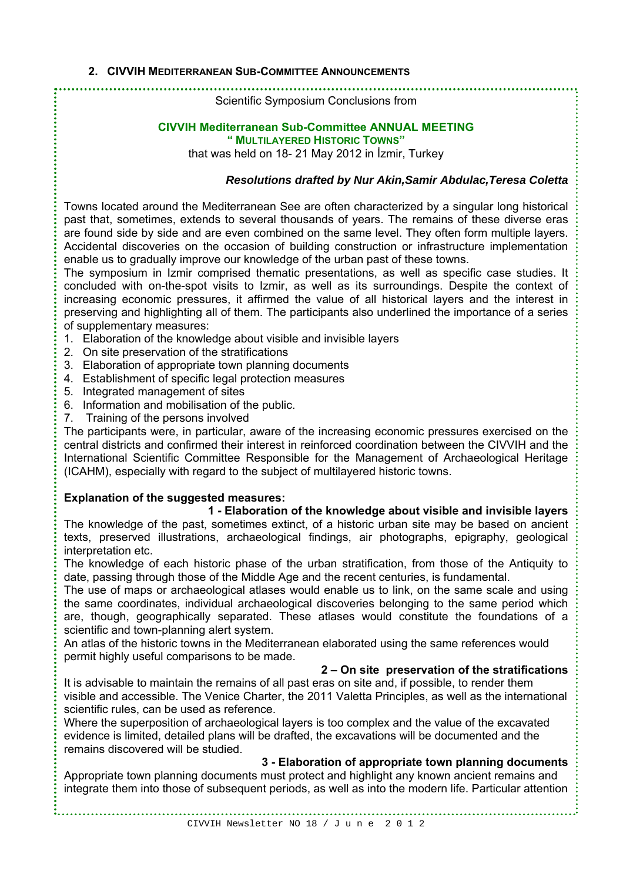## 2. CIVVIH Mediterranean Sub-Committee Announcements

Scientific Symposium Conclusions from

**CIVVIH Mediterranean Sub-Committee ANNUAL MEETING**
**" MULTILAYERED HISTORIC TOWNS"**
that was held on 18- 21 May 2012 in İzmir, Turkey

***Resolutions drafted by Nur Akin,Samir Abdulac,Teresa Coletta***

Towns located around the Mediterranean See are often characterized by a singular long historical past that, sometimes, extends to several thousands of years. The remains of these diverse eras are found side by side and are even combined on the same level. They often form multiple layers. Accidental discoveries on the occasion of building construction or infrastructure implementation enable us to gradually improve our knowledge of the urban past of these towns.

The symposium in Izmir comprised thematic presentations, as well as specific case studies. It concluded with on-the-spot visits to Izmir, as well as its surroundings. Despite the context of increasing economic pressures, it affirmed the value of all historical layers and the interest in preserving and highlighting all of them. The participants also underlined the importance of a series of supplementary measures:

1. Elaboration of the knowledge about visible and invisible layers
2. On site preservation of the stratifications
3. Elaboration of appropriate town planning documents
4. Establishment of specific legal protection measures
5. Integrated management of sites
6. Information and mobilisation of the public.
7. Training of the persons involved

The participants were, in particular, aware of the increasing economic pressures exercised on the central districts and confirmed their interest in reinforced coordination between the CIVVIH and the International Scientific Committee Responsible for the Management of Archaeological Heritage (ICAHM), especially with regard to the subject of multilayered historic towns.

**Explanation of the suggested measures:**

**1 - Elaboration of the knowledge about visible and invisible layers**

The knowledge of the past, sometimes extinct, of a historic urban site may be based on ancient texts, preserved illustrations, archaeological findings, air photographs, epigraphy, geological interpretation etc.

The knowledge of each historic phase of the urban stratification, from those of the Antiquity to date, passing through those of the Middle Age and the recent centuries, is fundamental.

The use of maps or archaeological atlases would enable us to link, on the same scale and using the same coordinates, individual archaeological discoveries belonging to the same period which are, though, geographically separated. These atlases would constitute the foundations of a scientific and town-planning alert system.

An atlas of the historic towns in the Mediterranean elaborated using the same references would permit highly useful comparisons to be made.

**2 – On site preservation of the stratifications**

It is advisable to maintain the remains of all past eras on site and, if possible, to render them visible and accessible. The Venice Charter, the 2011 Valetta Principles, as well as the international scientific rules, can be used as reference.

Where the superposition of archaeological layers is too complex and the value of the excavated evidence is limited, detailed plans will be drafted, the excavations will be documented and the remains discovered will be studied.

**3 - Elaboration of appropriate town planning documents**

Appropriate town planning documents must protect and highlight any known ancient remains and integrate them into those of subsequent periods, as well as into the modern life. Particular attention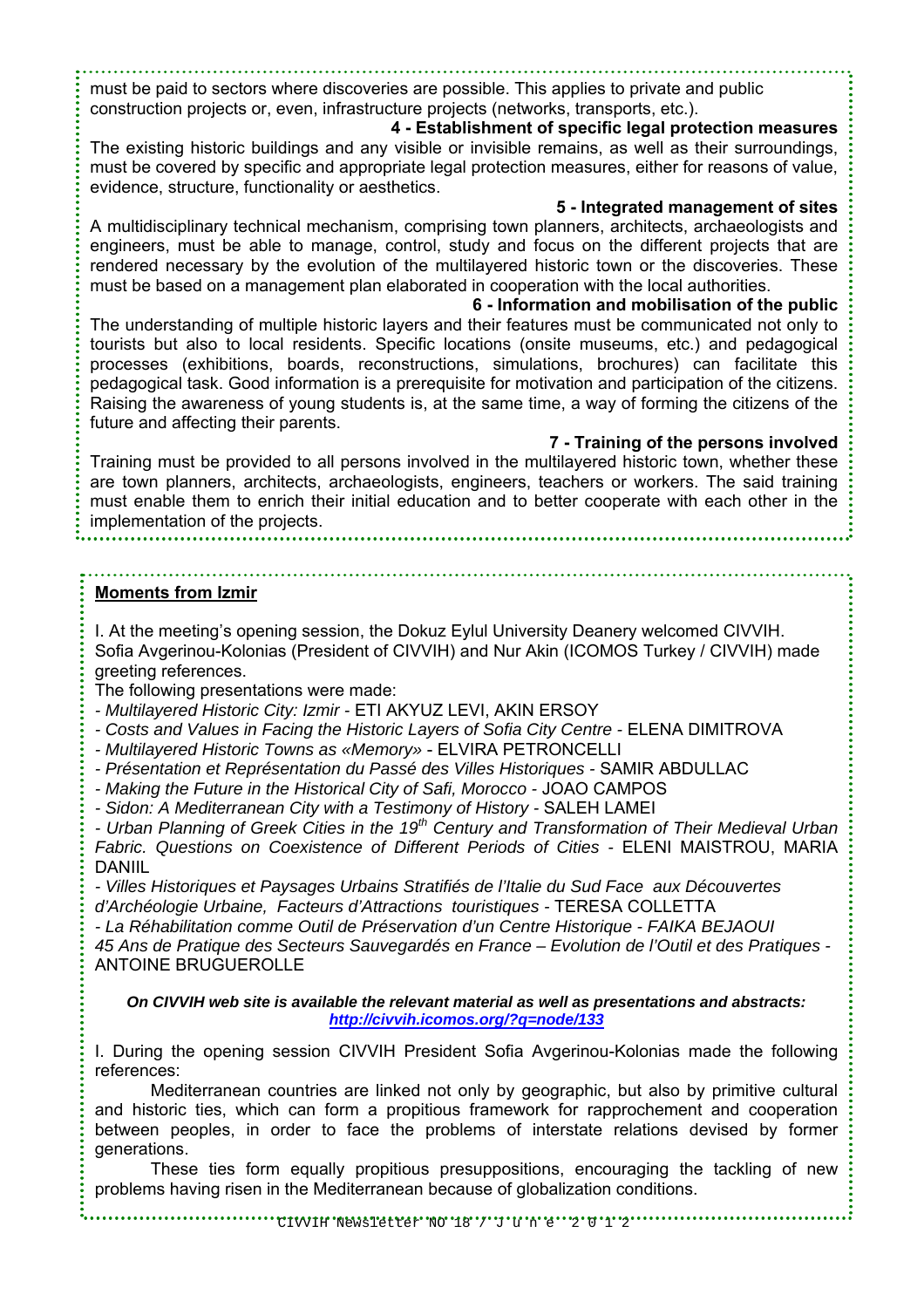must be paid to sectors where discoveries are possible. This applies to private and public construction projects or, even, infrastructure projects (networks, transports, etc.).

**4 - Establishment of specific legal protection measures**

The existing historic buildings and any visible or invisible remains, as well as their surroundings, must be covered by specific and appropriate legal protection measures, either for reasons of value, evidence, structure, functionality or aesthetics.

**5 - Integrated management of sites**

A multidisciplinary technical mechanism, comprising town planners, architects, archaeologists and engineers, must be able to manage, control, study and focus on the different projects that are rendered necessary by the evolution of the multilayered historic town or the discoveries. These must be based on a management plan elaborated in cooperation with the local authorities.

**6 - Information and mobilisation of the public**

The understanding of multiple historic layers and their features must be communicated not only to tourists but also to local residents. Specific locations (onsite museums, etc.) and pedagogical processes (exhibitions, boards, reconstructions, simulations, brochures) can facilitate this pedagogical task. Good information is a prerequisite for motivation and participation of the citizens. Raising the awareness of young students is, at the same time, a way of forming the citizens of the future and affecting their parents.

**7 - Training of the persons involved**

Training must be provided to all persons involved in the multilayered historic town, whether these are town planners, architects, archaeologists, engineers, teachers or workers. The said training must enable them to enrich their initial education and to better cooperate with each other in the implementation of the projects.

## Moments from Izmir

I. At the meeting's opening session, the Dokuz Eylul University Deanery welcomed CIVVIH. Sofia Avgerinou-Kolonias (President of CIVVIH) and Nur Akin (ICOMOS Turkey / CIVVIH) made greeting references.

The following presentations were made:

- *Multilayered Historic City: Izmir* - ETI AKYUZ LEVI, AKIN ERSOY
- *Costs and Values in Facing the Historic Layers of Sofia City Centre* - ELENA DIMITROVA
- *Multilayered Historic Towns as «Memory»* - ELVIRA PETRONCELLI
- *Présentation et Représentation du Passé des Villes Historiques* - SAMIR ABDULLAC
- *Making the Future in the Historical City of Safi, Morocco* - JOAO CAMPOS
- *Sidon: A Mediterranean City with a Testimony of History* - SALEH LAMEI
- *Urban Planning of Greek Cities in the 19th Century and Transformation of Their Medieval Urban Fabric. Questions on Coexistence of Different Periods of Cities* - ELENI MAISTROU, MARIA DANIIL
- *Villes Historiques et Paysages Urbains Stratifiés de l'Italie du Sud Face aux Découvertes d'Archéologie Urbaine, Facteurs d'Attractions touristiques* - TERESA COLLETTA
- *La Réhabilitation comme Outil de Préservation d'un Centre Historique - FAIKA BEJAOUI*

*45 Ans de Pratique des Secteurs Sauvegardés en France – Evolution de l'Outil et des Pratiques* - ANTOINE BRUGUEROLLE

***On CIVVIH web site is available the relevant material as well as presentations and abstracts:***
***http://civvih.icomos.org/?q=node/133***

I. During the opening session CIVVIH President Sofia Avgerinou-Kolonias made the following references:

Mediterranean countries are linked not only by geographic, but also by primitive cultural and historic ties, which can form a propitious framework for rapprochement and cooperation between peoples, in order to face the problems of interstate relations devised by former generations.

These ties form equally propitious presuppositions, encouraging the tackling of new problems having risen in the Mediterranean because of globalization conditions.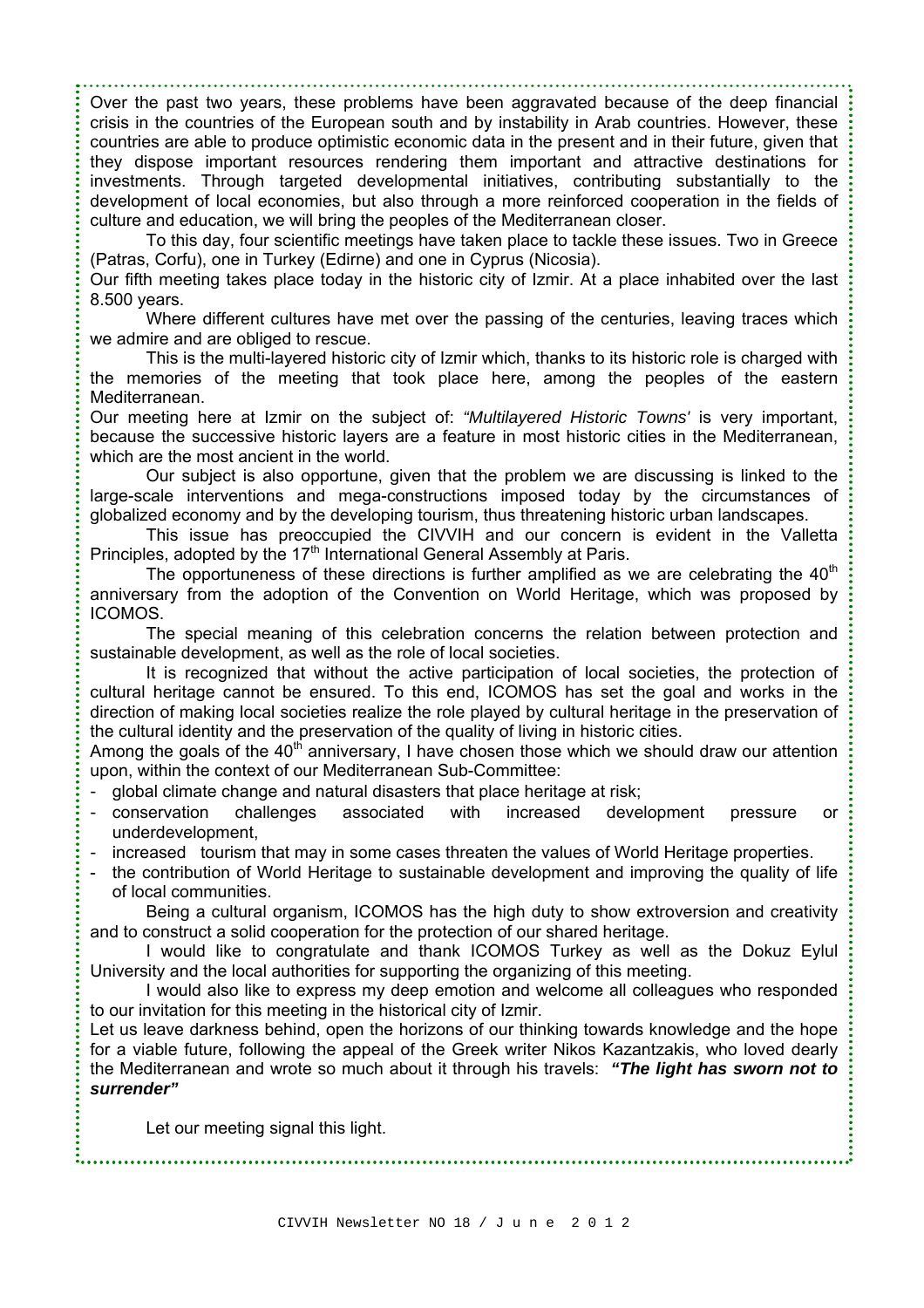Over the past two years, these problems have been aggravated because of the deep financial crisis in the countries of the European south and by instability in Arab countries. However, these countries are able to produce optimistic economic data in the present and in their future, given that they dispose important resources rendering them important and attractive destinations for investments. Through targeted developmental initiatives, contributing substantially to the development of local economies, but also through a more reinforced cooperation in the fields of culture and education, we will bring the peoples of the Mediterranean closer.

To this day, four scientific meetings have taken place to tackle these issues. Two in Greece (Patras, Corfu), one in Turkey (Edirne) and one in Cyprus (Nicosia).

Our fifth meeting takes place today in the historic city of Izmir. At a place inhabited over the last 8.500 years.

Where different cultures have met over the passing of the centuries, leaving traces which we admire and are obliged to rescue.

This is the multi-layered historic city of Izmir which, thanks to its historic role is charged with the memories of the meeting that took place here, among the peoples of the eastern Mediterranean.

Our meeting here at Izmir on the subject of: *"Multilayered Historic Towns'* is very important, because the successive historic layers are a feature in most historic cities in the Mediterranean, which are the most ancient in the world.

Our subject is also opportune, given that the problem we are discussing is linked to the large-scale interventions and mega-constructions imposed today by the circumstances of globalized economy and by the developing tourism, thus threatening historic urban landscapes.

This issue has preoccupied the CIVVIH and our concern is evident in the Valletta Principles, adopted by the 17th International General Assembly at Paris.

The opportuneness of these directions is further amplified as we are celebrating the 40th anniversary from the adoption of the Convention on World Heritage, which was proposed by ICOMOS.

The special meaning of this celebration concerns the relation between protection and sustainable development, as well as the role of local societies.

It is recognized that without the active participation of local societies, the protection of cultural heritage cannot be ensured. To this end, ICOMOS has set the goal and works in the direction of making local societies realize the role played by cultural heritage in the preservation of the cultural identity and the preservation of the quality of living in historic cities.

Among the goals of the 40th anniversary, I have chosen those which we should draw our attention upon, within the context of our Mediterranean Sub-Committee:

- global climate change and natural disasters that place heritage at risk;
- conservation challenges associated with increased development pressure or underdevelopment,
- increased tourism that may in some cases threaten the values of World Heritage properties.
- the contribution of World Heritage to sustainable development and improving the quality of life of local communities.

Being a cultural organism, ICOMOS has the high duty to show extroversion and creativity and to construct a solid cooperation for the protection of our shared heritage.

I would like to congratulate and thank ICOMOS Turkey as well as the Dokuz Eylul University and the local authorities for supporting the organizing of this meeting.

I would also like to express my deep emotion and welcome all colleagues who responded to our invitation for this meeting in the historical city of Izmir.

Let us leave darkness behind, open the horizons of our thinking towards knowledge and the hope for a viable future, following the appeal of the Greek writer Nikos Kazantzakis, who loved dearly the Mediterranean and wrote so much about it through his travels: ***"The light has sworn not to surrender"***

Let our meeting signal this light.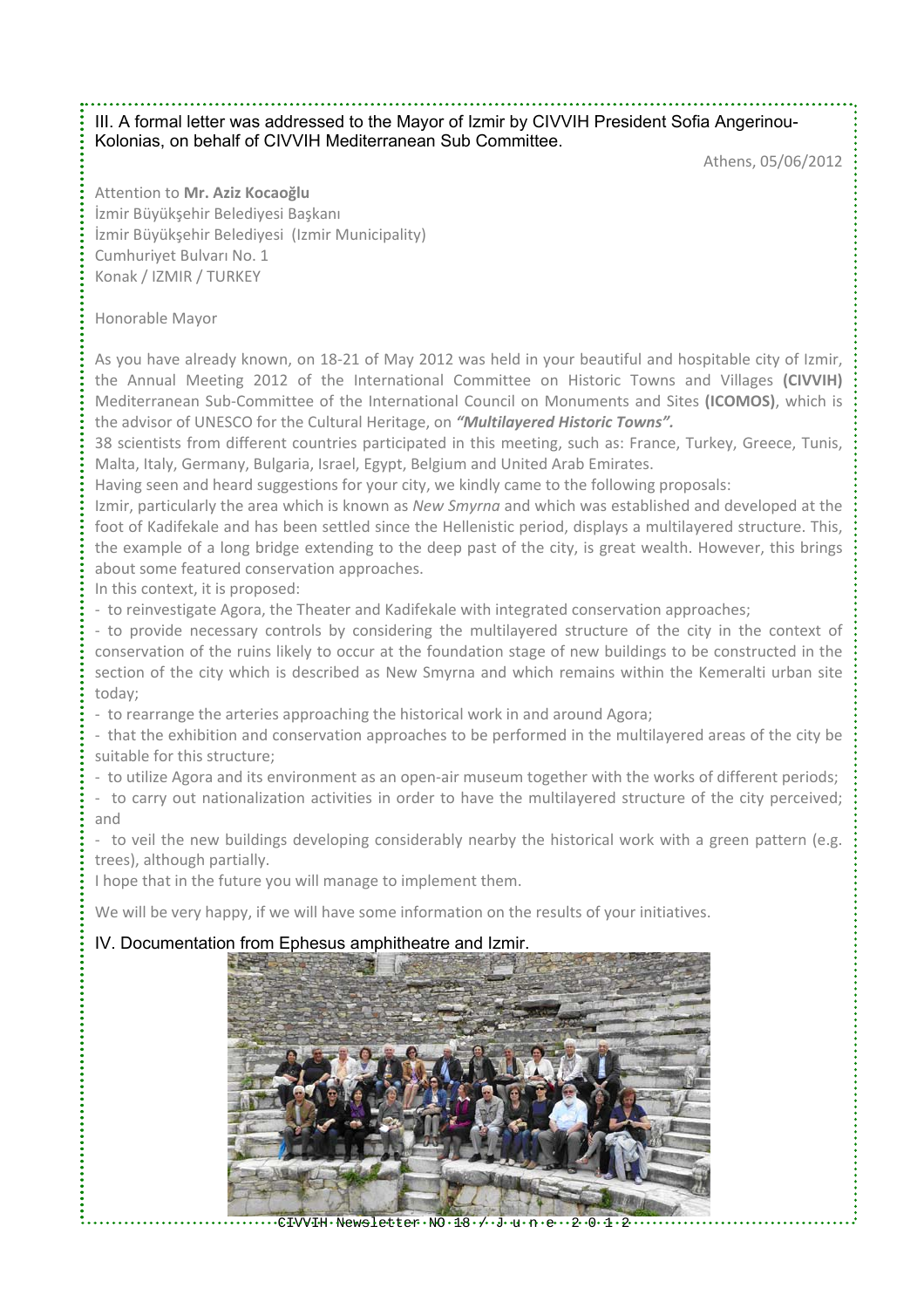III. A formal letter was addressed to the Mayor of Izmir by CIVVIH President Sofia Angerinou-Kolonias, on behalf of CIVVIH Mediterranean Sub Committee.

Athens, 05/06/2012

Attention to **Mr. Aziz Kocaoğlu**
İzmir Büyükşehir Belediyesi Başkanı
İzmir Büyükşehir Belediyesi (Izmir Municipality)
Cumhuriyet Bulvarı No. 1
Konak / IZMIR / TURKEY

Honorable Mayor

As you have already known, on 18-21 of May 2012 was held in your beautiful and hospitable city of Izmir, the Annual Meeting 2012 of the International Committee on Historic Towns and Villages **(CIVVIH)** Mediterranean Sub-Committee of the International Council on Monuments and Sites **(ICOMOS)**, which is the advisor of UNESCO for the Cultural Heritage, on ***"Multilayered Historic Towns".***

38 scientists from different countries participated in this meeting, such as: France, Turkey, Greece, Tunis, Malta, Italy, Germany, Bulgaria, Israel, Egypt, Belgium and United Arab Emirates.

Having seen and heard suggestions for your city, we kindly came to the following proposals:

Izmir, particularly the area which is known as *New Smyrna* and which was established and developed at the foot of Kadifekale and has been settled since the Hellenistic period, displays a multilayered structure. This, the example of a long bridge extending to the deep past of the city, is great wealth. However, this brings about some featured conservation approaches.

In this context, it is proposed:

- to reinvestigate Agora, the Theater and Kadifekale with integrated conservation approaches;
- to provide necessary controls by considering the multilayered structure of the city in the context of conservation of the ruins likely to occur at the foundation stage of new buildings to be constructed in the section of the city which is described as New Smyrna and which remains within the Kemeralti urban site today;
- to rearrange the arteries approaching the historical work in and around Agora;
- that the exhibition and conservation approaches to be performed in the multilayered areas of the city be suitable for this structure;
- to utilize Agora and its environment as an open-air museum together with the works of different periods;
- to carry out nationalization activities in order to have the multilayered structure of the city perceived; and
- to veil the new buildings developing considerably nearby the historical work with a green pattern (e.g. trees), although partially.

I hope that in the future you will manage to implement them.

We will be very happy, if we will have some information on the results of your initiatives.

IV. Documentation from Ephesus amphitheatre and Izmir.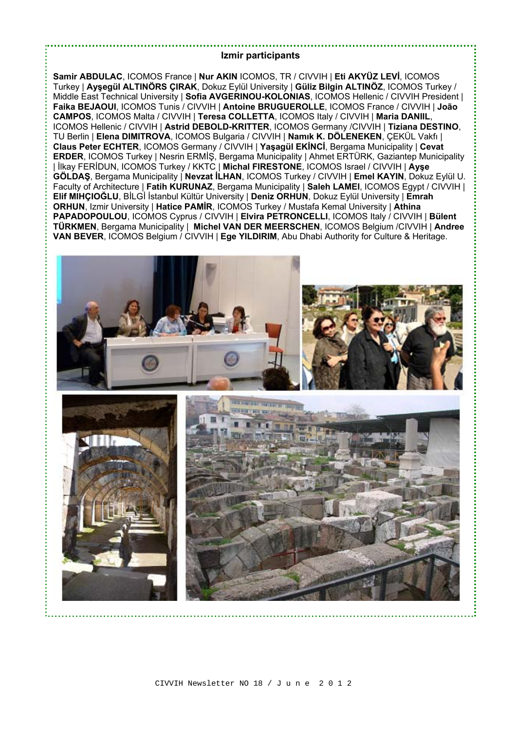### Izmir participants

**Samir ABDULAC**, ICOMOS France | **Nur AKIN** ICOMOS, TR / CIVVIH | **Eti AKYÜZ LEVİ**, ICOMOS Turkey | **Ayşegül ALTINÖRS ÇIRAK**, Dokuz Eylül University | **Güliz Bilgin ALTINÖZ**, ICOMOS Turkey / Middle East Technical University | **Sofia AVGERINOU-KOLONIAS**, ICOMOS Hellenic / CIVVIH President | **Faika BEJAOUI**, ICOMOS Tunis / CIVVIH | **Antoine BRUGUEROLLE**, ICOMOS France / CIVVIH | **João CAMPOS**, ICOMOS Malta / CIVVIH | **Teresa COLLETTA**, ICOMOS Italy / CIVVIH | **Maria DANIIL**, ICOMOS Hellenic / CIVVIH | **Astrid DEBOLD-KRITTER**, ICOMOS Germany /CIVVIH | **Tiziana DESTINO**, TU Berlin | **Elena DIMITROVA**, ICOMOS Bulgaria / CIVVIH | **Namık K. DÖLENEKEN**, ÇEKÜL Vakfı | **Claus Peter ECHTER**, ICOMOS Germany / CIVVIH | **Yaşagül EKİNCİ**, Bergama Municipality | **Cevat ERDER**, ICOMOS Turkey | Nesrin ERMİŞ, Bergama Municipality | Ahmet ERTÜRK, Gaziantep Municipality | İlkay FERİDUN, ICOMOS Turkey / KKTC | **Michal FIRESTONE**, ICOMOS Israel / CIVVIH | **Ayşe GÖLDAŞ**, Bergama Municipality | **Nevzat İLHAN**, ICOMOS Turkey / CIVVIH | **Emel KAYIN**, Dokuz Eylül U. Faculty of Architecture | **Fatih KURUNAZ**, Bergama Municipality | **Saleh LAMEI**, ICOMOS Egypt / CIVVIH | **Elif MIHÇIOĞLU**, BİLGİ İstanbul Kültür University | **Deniz ORHUN**, Dokuz Eylül University | **Emrah ORHUN**, Izmir University | **Hatice PAMİR**, ICOMOS Turkey / Mustafa Kemal University | **Athina PAPADOPOULOU**, ICOMOS Cyprus / CIVVIH | **Elvira PETRONCELLI**, ICOMOS Italy / CIVVIH | **Bülent TÜRKMEN**, Bergama Municipality | **Michel VAN DER MEERSCHEN**, ICOMOS Belgium /CIVVIH | **Andree VAN BEVER**, ICOMOS Belgium / CIVVIH | **Ege YILDIRIM**, Abu Dhabi Authority for Culture & Heritage.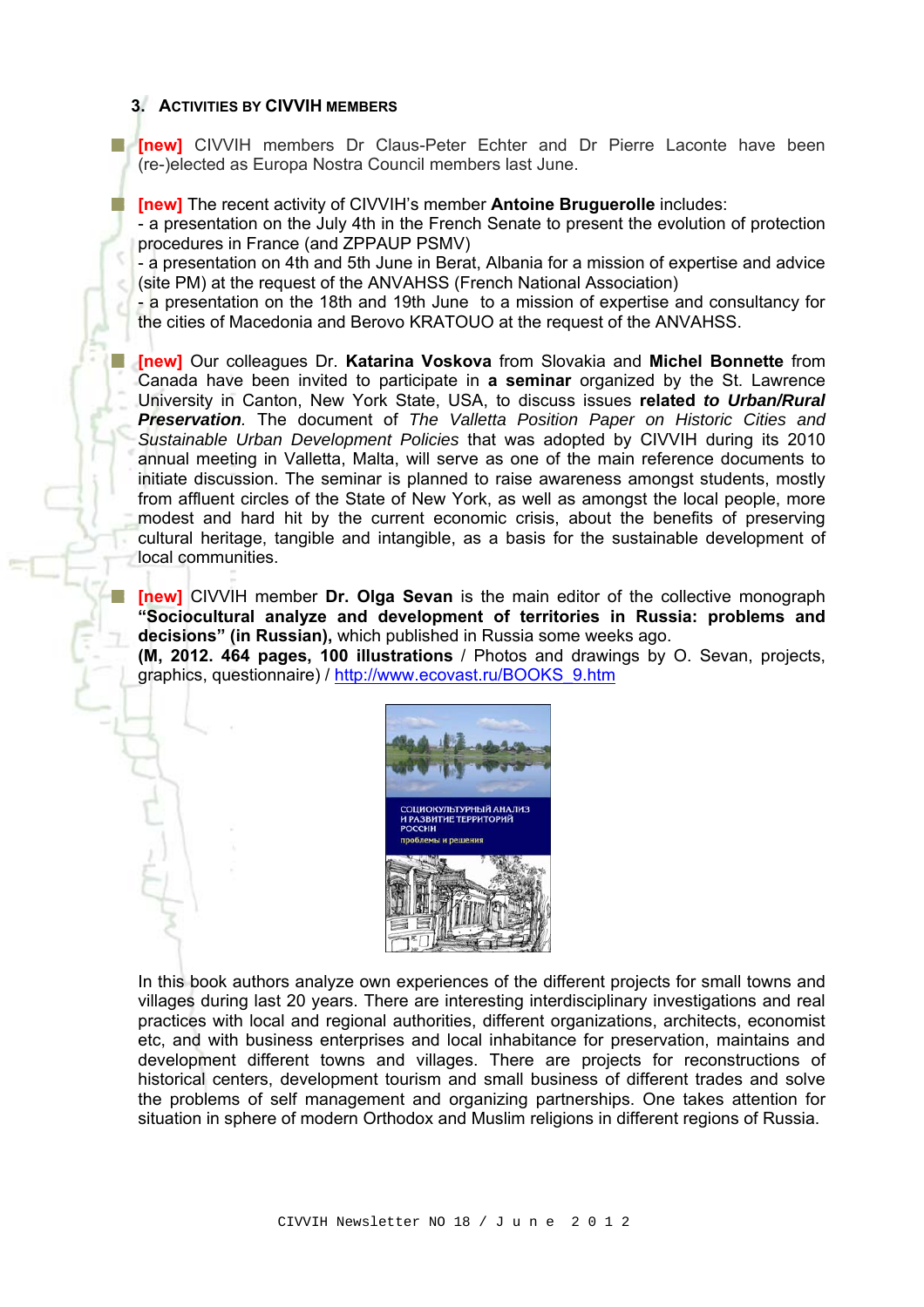## 3. ACTIVITIES BY CIVVIH MEMBERS

- **[new]** CIVVIH members Dr Claus-Peter Echter and Dr Pierre Laconte have been (re-)elected as Europa Nostra Council members last June.

- **[new]** The recent activity of CIVVIH's member **Antoine Bruguerolle** includes:
  - a presentation on the July 4th in the French Senate to present the evolution of protection procedures in France (and ZPPAUP PSMV)
  - a presentation on 4th and 5th June in Berat, Albania for a mission of expertise and advice (site PM) at the request of the ANVAHSS (French National Association)
  - a presentation on the 18th and 19th June to a mission of expertise and consultancy for the cities of Macedonia and Berovo KRATOUO at the request of the ANVAHSS.

- **[new]** Our colleagues Dr. **Katarina Voskova** from Slovakia and **Michel Bonnette** from Canada have been invited to participate in **a seminar** organized by the St. Lawrence University in Canton, New York State, USA, to discuss issues **related *to Urban/Rural Preservation***. The document of *The Valletta Position Paper on Historic Cities and Sustainable Urban Development Policies* that was adopted by CIVVIH during its 2010 annual meeting in Valletta, Malta, will serve as one of the main reference documents to initiate discussion. The seminar is planned to raise awareness amongst students, mostly from affluent circles of the State of New York, as well as amongst the local people, more modest and hard hit by the current economic crisis, about the benefits of preserving cultural heritage, tangible and intangible, as a basis for the sustainable development of local communities.

- **[new]** CIVVIH member **Dr. Olga Sevan** is the main editor of the collective monograph **"Sociocultural analyze and development of territories in Russia: problems and decisions" (in Russian),** which published in Russia some weeks ago.
  **(M, 2012. 464 pages, 100 illustrations** / Photos and drawings by O. Sevan, projects, graphics, questionnaire) / http://www.ecovast.ru/BOOKS_9.htm

СОЦИОКУЛЬТУРНЫЙ АНАЛИЗ И РАЗВИТИЕ ТЕРРИТОРИЙ РОССИИ
проблемы и решения

In this book authors analyze own experiences of the different projects for small towns and villages during last 20 years. There are interesting interdisciplinary investigations and real practices with local and regional authorities, different organizations, architects, economist etc, and with business enterprises and local inhabitance for preservation, maintains and development different towns and villages. There are projects for reconstructions of historical centers, development tourism and small business of different trades and solve the problems of self management and organizing partnerships. One takes attention for situation in sphere of modern Orthodox and Muslim religions in different regions of Russia.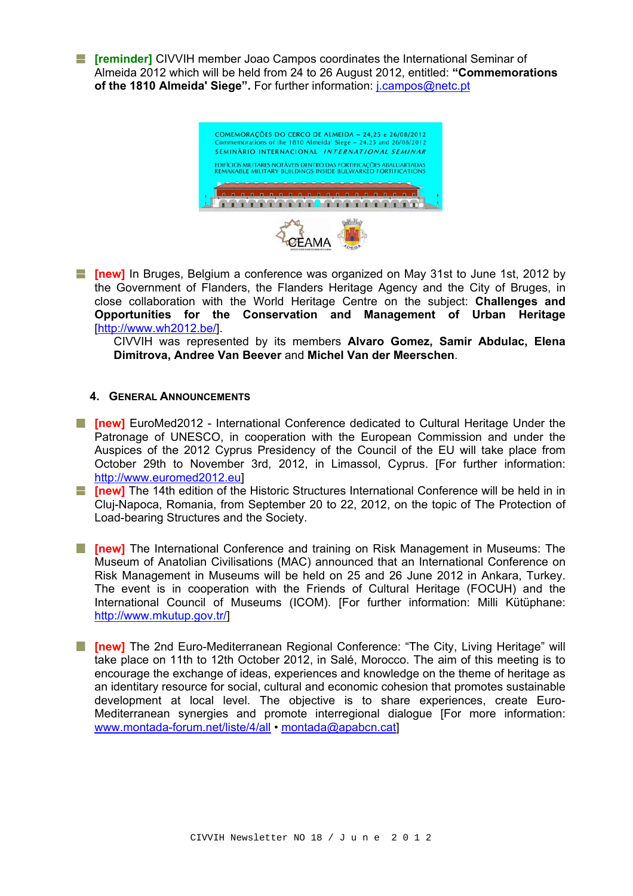- **[reminder]** CIVVIH member Joao Campos coordinates the International Seminar of Almeida 2012 which will be held from 24 to 26 August 2012, entitled: **"Commemorations of the 1810 Almeida' Siege".** For further information: j.campos@netc.pt

- **[new]** In Bruges, Belgium a conference was organized on May 31st to June 1st, 2012 by the Government of Flanders, the Flanders Heritage Agency and the City of Bruges, in close collaboration with the World Heritage Centre on the subject: **Challenges and Opportunities for the Conservation and Management of Urban Heritage** [http://www.wh2012.be/].

  CIVVIH was represented by its members **Alvaro Gomez, Samir Abdulac, Elena Dimitrova, Andree Van Beever** and **Michel Van der Meerschen**.

### 4. General Announcements

- **[new]** EuroMed2012 - International Conference dedicated to Cultural Heritage Under the Patronage of UNESCO, in cooperation with the European Commission and under the Auspices of the 2012 Cyprus Presidency of the Council of the EU will take place from October 29th to November 3rd, 2012, in Limassol, Cyprus. [For further information: http://www.euromed2012.eu]
- **[new]** The 14th edition of the Historic Structures International Conference will be held in in Cluj-Napoca, Romania, from September 20 to 22, 2012, on the topic of The Protection of Load-bearing Structures and the Society.

- **[new]** The International Conference and training on Risk Management in Museums: The Museum of Anatolian Civilisations (MAC) announced that an International Conference on Risk Management in Museums will be held on 25 and 26 June 2012 in Ankara, Turkey. The event is in cooperation with the Friends of Cultural Heritage (FOCUH) and the International Council of Museums (ICOM). [For further information: Milli Kütüphane: http://www.mkutup.gov.tr/]

- **[new]** The 2nd Euro-Mediterranean Regional Conference: "The City, Living Heritage" will take place on 11th to 12th October 2012, in Salé, Morocco. The aim of this meeting is to encourage the exchange of ideas, experiences and knowledge on the theme of heritage as an identitary resource for social, cultural and economic cohesion that promotes sustainable development at local level. The objective is to share experiences, create Euro-Mediterranean synergies and promote interregional dialogue [For more information: www.montada-forum.net/liste/4/all • montada@apabcn.cat]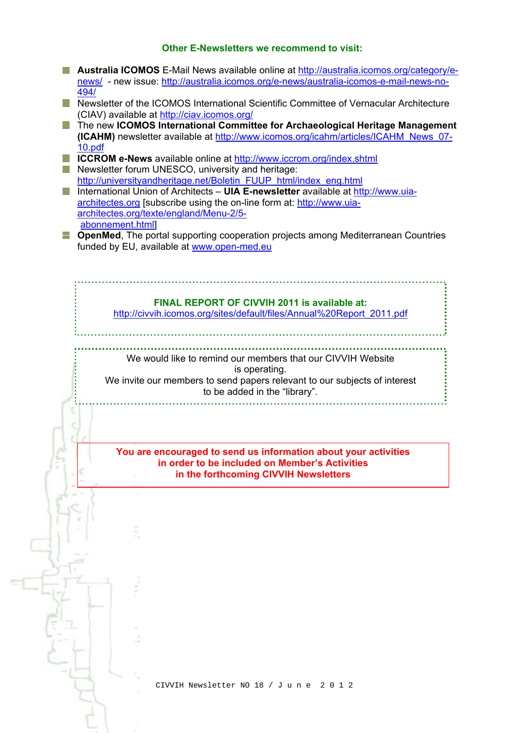### Other E-Newsletters we recommend to visit:

- **Australia ICOMOS** E-Mail News available online at http://australia.icomos.org/category/e-news/ - new issue: http://australia.icomos.org/e-news/australia-icomos-e-mail-news-no-494/
- Newsletter of the ICOMOS International Scientific Committee of Vernacular Architecture (CIAV) available at http://ciav.icomos.org/
- The new **ICOMOS International Committee for Archaeological Heritage Management (ICAHM)** newsletter available at http://www.icomos.org/icahm/articles/ICAHM_News_07-10.pdf
- **ICCROM e-News** available online at http://www.iccrom.org/index.shtml
- Newsletter forum UNESCO, university and heritage: http://universityandheritage.net/Boletin_FUUP_html/index_eng.html
- International Union of Architects – **UIA E-newsletter** available at http://www.uia-architectes.org [subscribe using the on-line form at: http://www.uia-architectes.org/texte/england/Menu-2/5-abonnement.html]
- **OpenMed**, The portal supporting cooperation projects among Mediterranean Countries funded by EU, available at www.open-med.eu

**FINAL REPORT OF CIVVIH 2011 is available at:**
http://civvih.icomos.org/sites/default/files/Annual%20Report_2011.pdf

We would like to remind our members that our CIVVIH Website is operating.
We invite our members to send papers relevant to our subjects of interest to be added in the "library".

**You are encouraged to send us information about your activities in order to be included on Member's Activities in the forthcoming CIVVIH Newsletters**